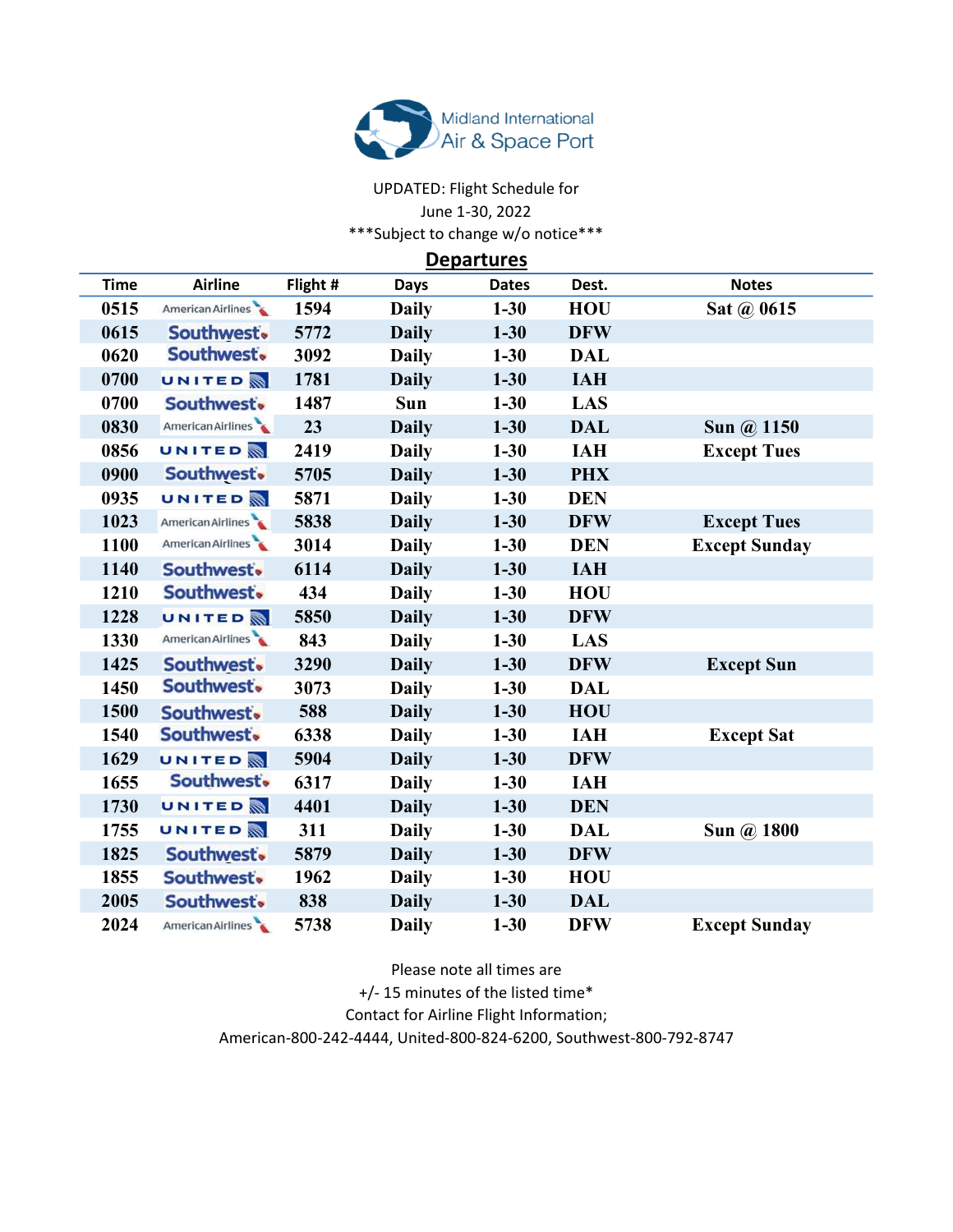Midland International Air & Space Port

UPDATED: Flight Schedule for
June 1-30, 2022
***Subject to change w/o notice***

## Departures

| Time | Airline | Flight # | Days | Dates | Dest. | Notes |
|---|---|---|---|---|---|---|
| 0515 | American Airlines | 1594 | Daily | 1-30 | HOU | Sat @ 0615 |
| 0615 | Southwest | 5772 | Daily | 1-30 | DFW | |
| 0620 | Southwest | 3092 | Daily | 1-30 | DAL | |
| 0700 | UNITED | 1781 | Daily | 1-30 | IAH | |
| 0700 | Southwest | 1487 | Sun | 1-30 | LAS | |
| 0830 | American Airlines | 23 | Daily | 1-30 | DAL | Sun @ 1150 |
| 0856 | UNITED | 2419 | Daily | 1-30 | IAH | Except Tues |
| 0900 | Southwest | 5705 | Daily | 1-30 | PHX | |
| 0935 | UNITED | 5871 | Daily | 1-30 | DEN | |
| 1023 | American Airlines | 5838 | Daily | 1-30 | DFW | Except Tues |
| 1100 | American Airlines | 3014 | Daily | 1-30 | DEN | Except Sunday |
| 1140 | Southwest | 6114 | Daily | 1-30 | IAH | |
| 1210 | Southwest | 434 | Daily | 1-30 | HOU | |
| 1228 | UNITED | 5850 | Daily | 1-30 | DFW | |
| 1330 | American Airlines | 843 | Daily | 1-30 | LAS | |
| 1425 | Southwest | 3290 | Daily | 1-30 | DFW | Except Sun |
| 1450 | Southwest | 3073 | Daily | 1-30 | DAL | |
| 1500 | Southwest | 588 | Daily | 1-30 | HOU | |
| 1540 | Southwest | 6338 | Daily | 1-30 | IAH | Except Sat |
| 1629 | UNITED | 5904 | Daily | 1-30 | DFW | |
| 1655 | Southwest | 6317 | Daily | 1-30 | IAH | |
| 1730 | UNITED | 4401 | Daily | 1-30 | DEN | |
| 1755 | UNITED | 311 | Daily | 1-30 | DAL | Sun @ 1800 |
| 1825 | Southwest | 5879 | Daily | 1-30 | DFW | |
| 1855 | Southwest | 1962 | Daily | 1-30 | HOU | |
| 2005 | Southwest | 838 | Daily | 1-30 | DAL | |
| 2024 | American Airlines | 5738 | Daily | 1-30 | DFW | Except Sunday |

Please note all times are
+/- 15 minutes of the listed time*
Contact for Airline Flight Information;
American-800-242-4444, United-800-824-6200, Southwest-800-792-8747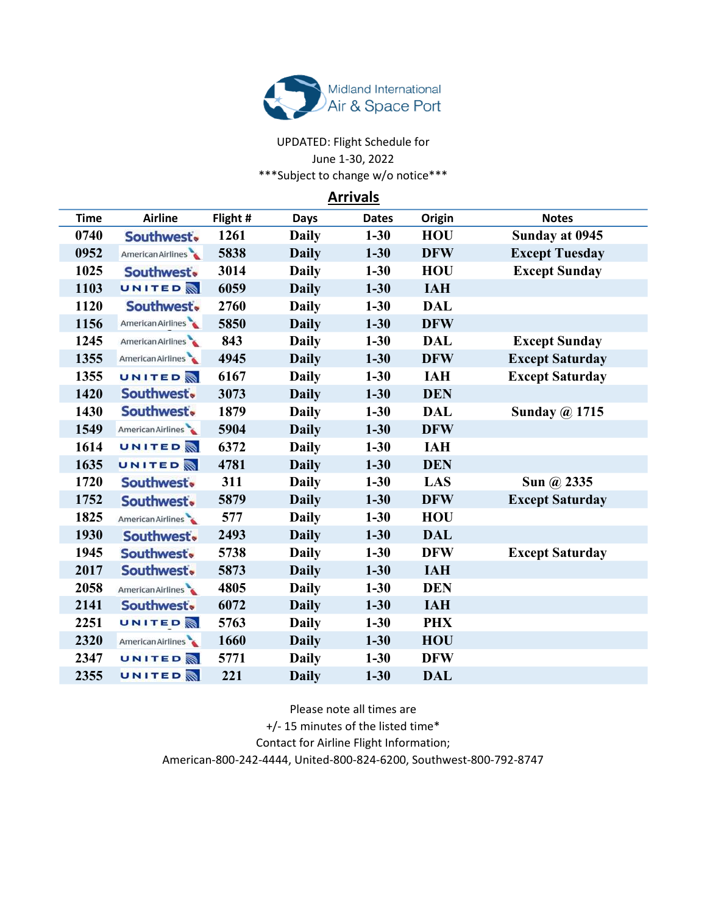Midland International Air & Space Port

UPDATED: Flight Schedule for
June 1-30, 2022
***Subject to change w/o notice***

## Arrivals

| Time | Airline | Flight # | Days | Dates | Origin | Notes |
|---|---|---|---|---|---|---|
| 0740 | Southwest | 1261 | Daily | 1-30 | HOU | Sunday at 0945 |
| 0952 | American Airlines | 5838 | Daily | 1-30 | DFW | Except Tuesday |
| 1025 | Southwest | 3014 | Daily | 1-30 | HOU | Except Sunday |
| 1103 | UNITED | 6059 | Daily | 1-30 | IAH | |
| 1120 | Southwest | 2760 | Daily | 1-30 | DAL | |
| 1156 | American Airlines | 5850 | Daily | 1-30 | DFW | |
| 1245 | American Airlines | 843 | Daily | 1-30 | DAL | Except Sunday |
| 1355 | American Airlines | 4945 | Daily | 1-30 | DFW | Except Saturday |
| 1355 | UNITED | 6167 | Daily | 1-30 | IAH | Except Saturday |
| 1420 | Southwest | 3073 | Daily | 1-30 | DEN | |
| 1430 | Southwest | 1879 | Daily | 1-30 | DAL | Sunday @ 1715 |
| 1549 | American Airlines | 5904 | Daily | 1-30 | DFW | |
| 1614 | UNITED | 6372 | Daily | 1-30 | IAH | |
| 1635 | UNITED | 4781 | Daily | 1-30 | DEN | |
| 1720 | Southwest | 311 | Daily | 1-30 | LAS | Sun @ 2335 |
| 1752 | Southwest | 5879 | Daily | 1-30 | DFW | Except Saturday |
| 1825 | American Airlines | 577 | Daily | 1-30 | HOU | |
| 1930 | Southwest | 2493 | Daily | 1-30 | DAL | |
| 1945 | Southwest | 5738 | Daily | 1-30 | DFW | Except Saturday |
| 2017 | Southwest | 5873 | Daily | 1-30 | IAH | |
| 2058 | American Airlines | 4805 | Daily | 1-30 | DEN | |
| 2141 | Southwest | 6072 | Daily | 1-30 | IAH | |
| 2251 | UNITED | 5763 | Daily | 1-30 | PHX | |
| 2320 | American Airlines | 1660 | Daily | 1-30 | HOU | |
| 2347 | UNITED | 5771 | Daily | 1-30 | DFW | |
| 2355 | UNITED | 221 | Daily | 1-30 | DAL | |

Please note all times are
+/- 15 minutes of the listed time*
Contact for Airline Flight Information;
American-800-242-4444, United-800-824-6200, Southwest-800-792-8747